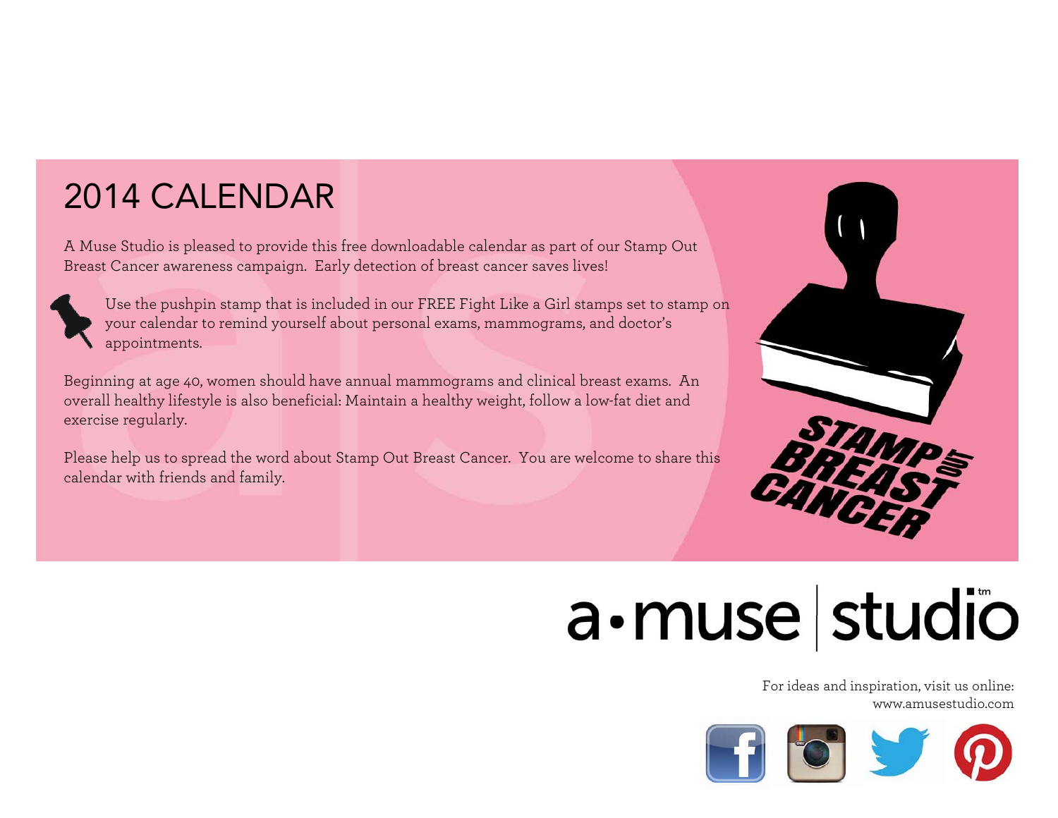# 2014 CALENDAR

A Muse Studio is pleased to provide this free downloadable calendar as part of our Stamp Out Breast Cancer awareness campaign. Early detection of breast cancer saves lives!

Use the pushpin stamp that is included in our FREE Fight Like a Girl stamps set to stamp on your calendar to remind yourself about personal exams, mammograms, and doctor's appointments.

Beginning at age 40, women should have annual mammograms and clinical breast exams. An overall healthy lifestyle is also beneficial: Maintain a healthy weight, follow a low-fat diet and exercise regularly.

Please help us to spread the word about Stamp Out Breast Cancer. You are welcome to share this calendar with friends and family.

STAMP OUT BREAST CANCER

a·muse studio™

For ideas and inspiration, visit us online:
www.amusestudio.com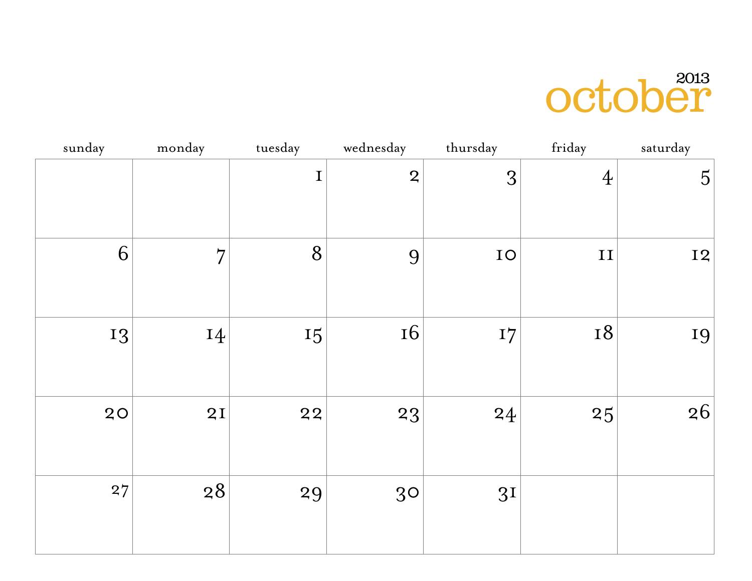# october

2013

| sunday | monday | tuesday | wednesday | thursday | friday | saturday |
| --- | --- | --- | --- | --- | --- | --- |
| | | 1 | 2 | 3 | 4 | 5 |
| 6 | 7 | 8 | 9 | 10 | 11 | 12 |
| 13 | 14 | 15 | 16 | 17 | 18 | 19 |
| 20 | 21 | 22 | 23 | 24 | 25 | 26 |
| 27 | 28 | 29 | 30 | 31 | | |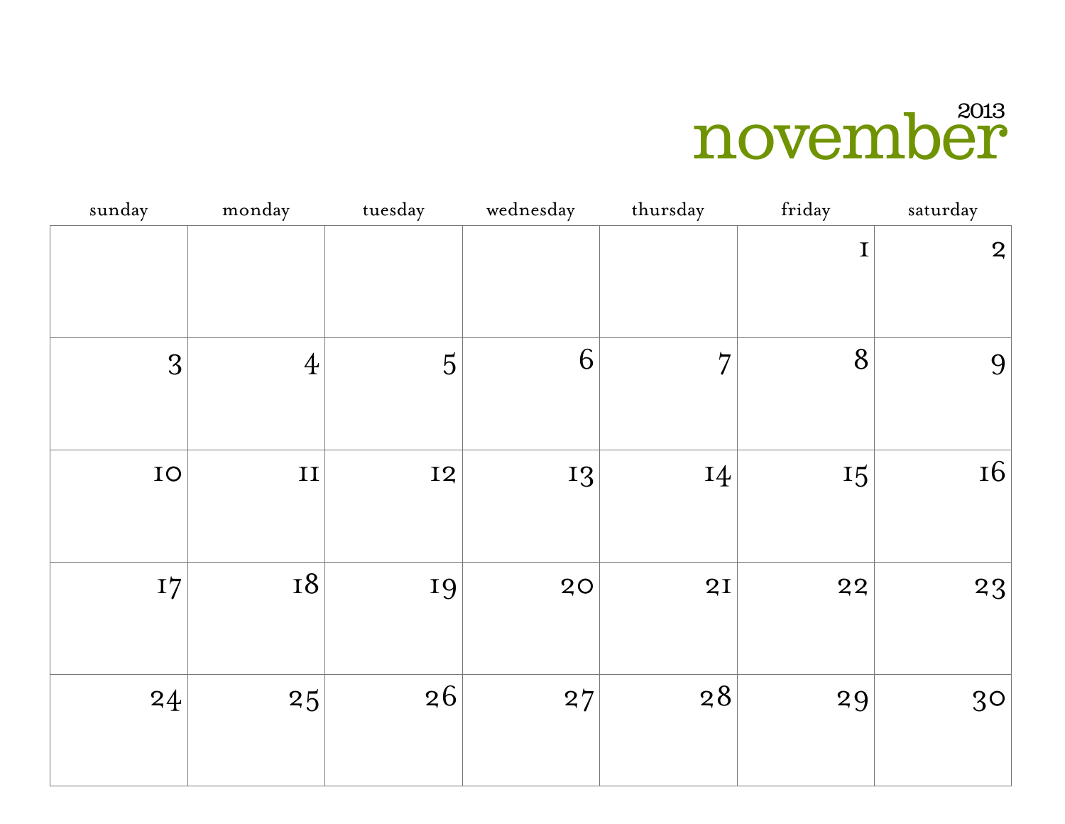# november 2013

| sunday | monday | tuesday | wednesday | thursday | friday | saturday |
|---|---|---|---|---|---|---|
| | | | | | 1 | 2 |
| 3 | 4 | 5 | 6 | 7 | 8 | 9 |
| 10 | 11 | 12 | 13 | 14 | 15 | 16 |
| 17 | 18 | 19 | 20 | 21 | 22 | 23 |
| 24 | 25 | 26 | 27 | 28 | 29 | 30 |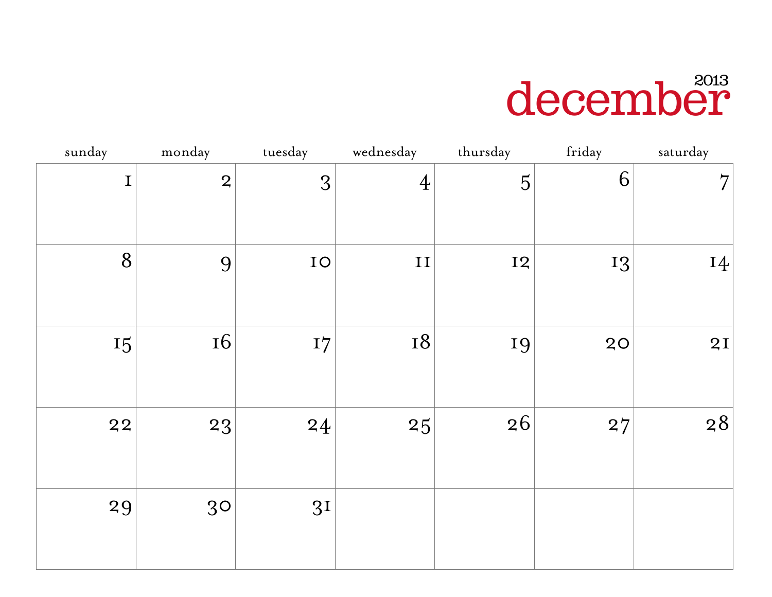# december

2013

| sunday | monday | tuesday | wednesday | thursday | friday | saturday |
|---|---|---|---|---|---|---|
| 1 | 2 | 3 | 4 | 5 | 6 | 7 |
| 8 | 9 | 10 | 11 | 12 | 13 | 14 |
| 15 | 16 | 17 | 18 | 19 | 20 | 21 |
| 22 | 23 | 24 | 25 | 26 | 27 | 28 |
| 29 | 30 | 31 | | | | |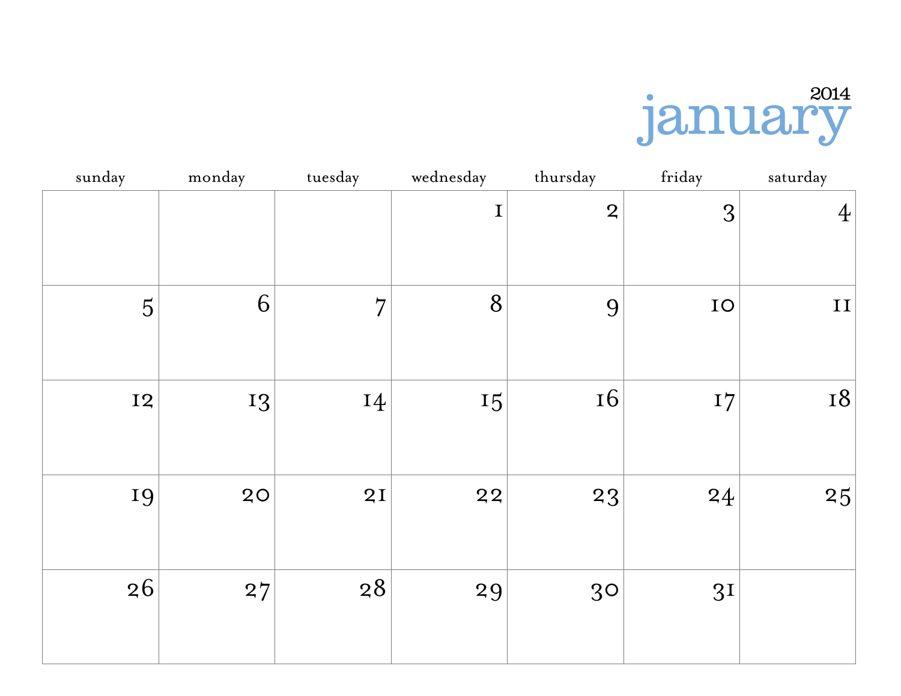2014

# january

| sunday | monday | tuesday | wednesday | thursday | friday | saturday |
|---|---|---|---|---|---|---|
| | | | 1 | 2 | 3 | 4 |
| 5 | 6 | 7 | 8 | 9 | 10 | 11 |
| 12 | 13 | 14 | 15 | 16 | 17 | 18 |
| 19 | 20 | 21 | 22 | 23 | 24 | 25 |
| 26 | 27 | 28 | 29 | 30 | 31 | |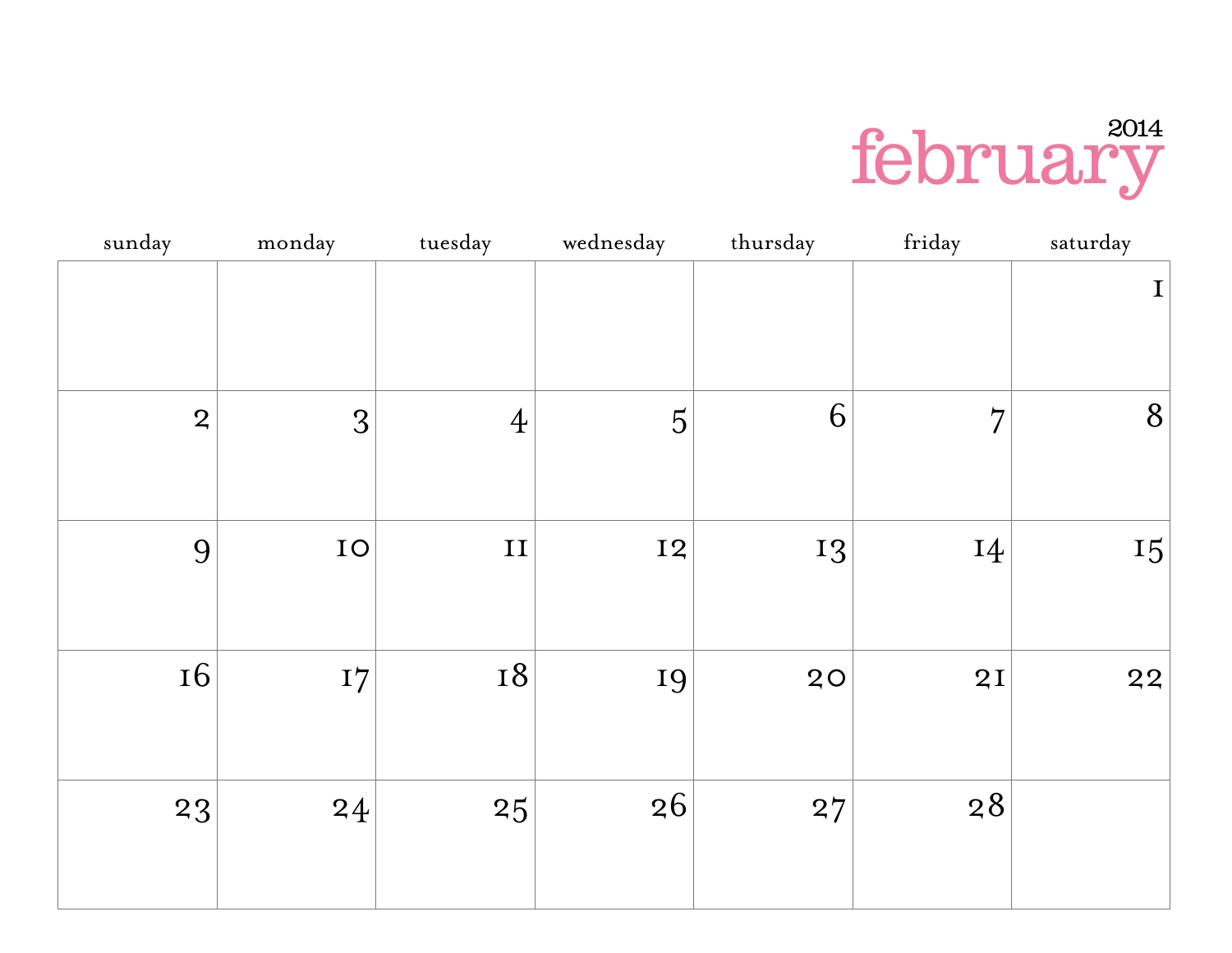# february 2014

| sunday | monday | tuesday | wednesday | thursday | friday | saturday |
|---|---|---|---|---|---|---|
| | | | | | | 1 |
| 2 | 3 | 4 | 5 | 6 | 7 | 8 |
| 9 | 10 | 11 | 12 | 13 | 14 | 15 |
| 16 | 17 | 18 | 19 | 20 | 21 | 22 |
| 23 | 24 | 25 | 26 | 27 | 28 | |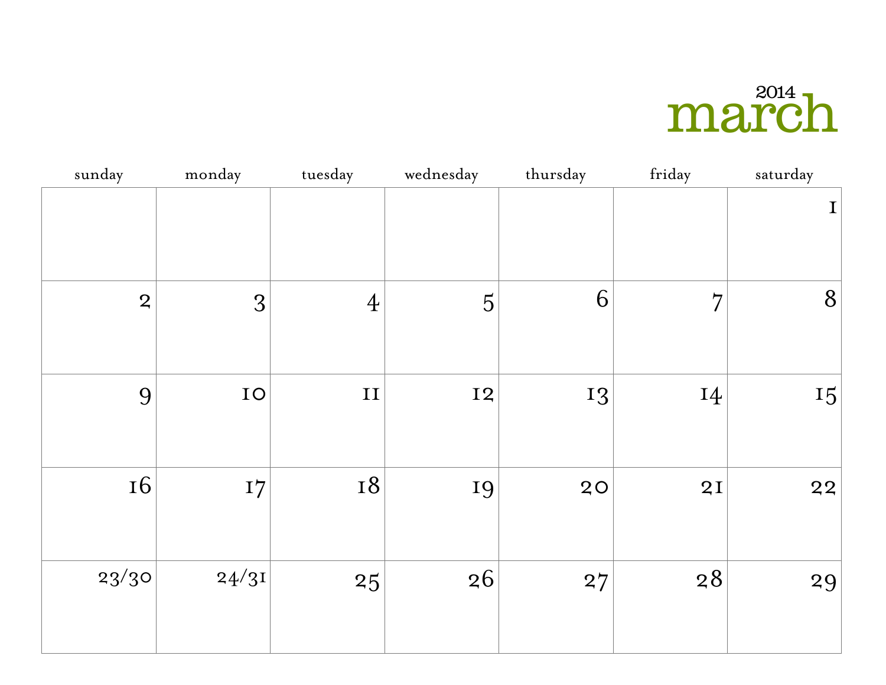# march 2014

| sunday | monday | tuesday | wednesday | thursday | friday | saturday |
|---|---|---|---|---|---|---|
| | | | | | | 1 |
| 2 | 3 | 4 | 5 | 6 | 7 | 8 |
| 9 | 10 | 11 | 12 | 13 | 14 | 15 |
| 16 | 17 | 18 | 19 | 20 | 21 | 22 |
| 23/30 | 24/31 | 25 | 26 | 27 | 28 | 29 |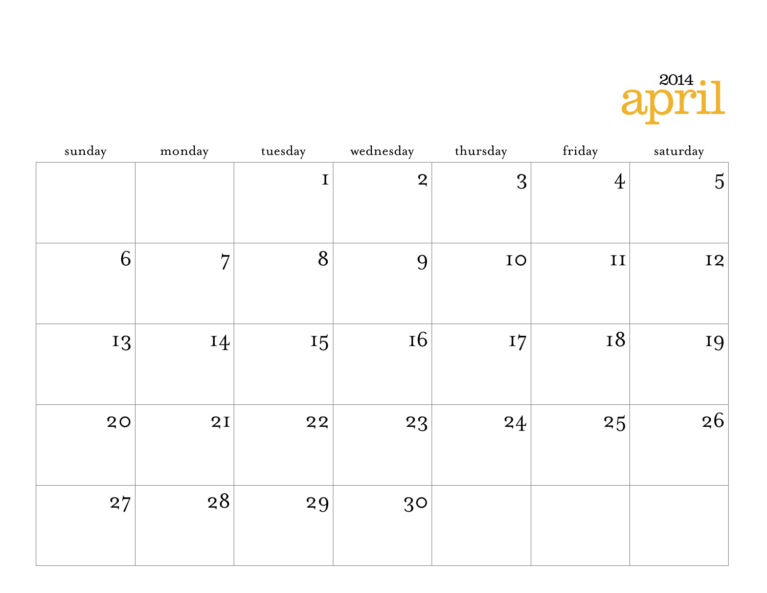2014

# april

| sunday | monday | tuesday | wednesday | thursday | friday | saturday |
|---|---|---|---|---|---|---|
| | | 1 | 2 | 3 | 4 | 5 |
| 6 | 7 | 8 | 9 | 10 | 11 | 12 |
| 13 | 14 | 15 | 16 | 17 | 18 | 19 |
| 20 | 21 | 22 | 23 | 24 | 25 | 26 |
| 27 | 28 | 29 | 30 | | | |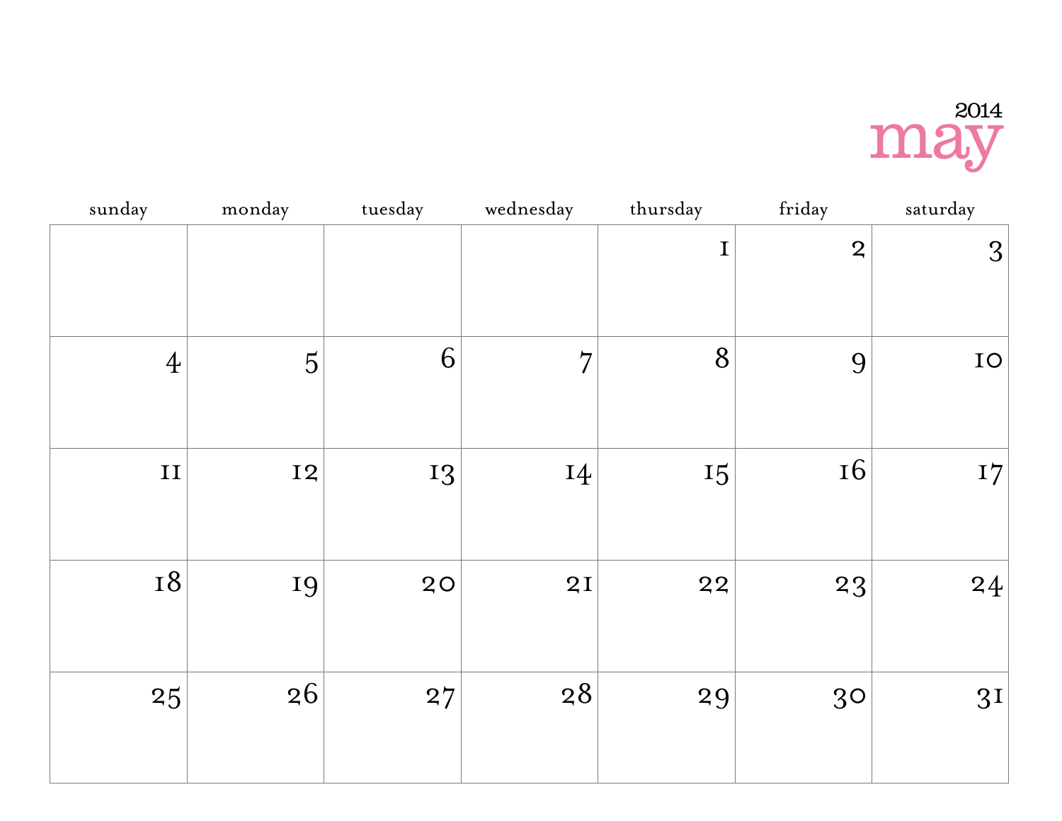2014

# may

| sunday | monday | tuesday | wednesday | thursday | friday | saturday |
|---|---|---|---|---|---|---|
| | | | | 1 | 2 | 3 |
| 4 | 5 | 6 | 7 | 8 | 9 | 10 |
| 11 | 12 | 13 | 14 | 15 | 16 | 17 |
| 18 | 19 | 20 | 21 | 22 | 23 | 24 |
| 25 | 26 | 27 | 28 | 29 | 30 | 31 |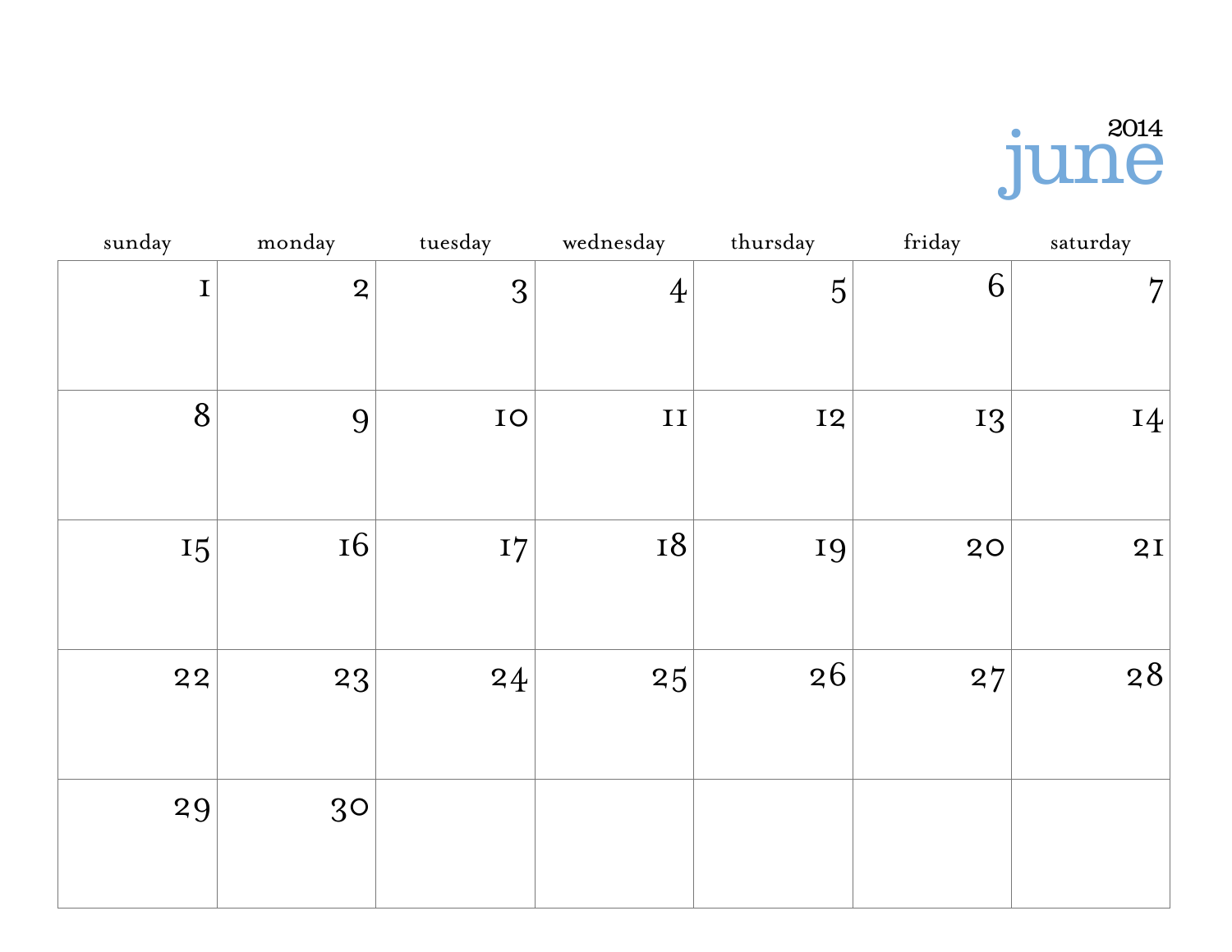# june 2014

| sunday | monday | tuesday | wednesday | thursday | friday | saturday |
| --- | --- | --- | --- | --- | --- | --- |
| 1 | 2 | 3 | 4 | 5 | 6 | 7 |
| 8 | 9 | 10 | 11 | 12 | 13 | 14 |
| 15 | 16 | 17 | 18 | 19 | 20 | 21 |
| 22 | 23 | 24 | 25 | 26 | 27 | 28 |
| 29 | 30 | | | | | |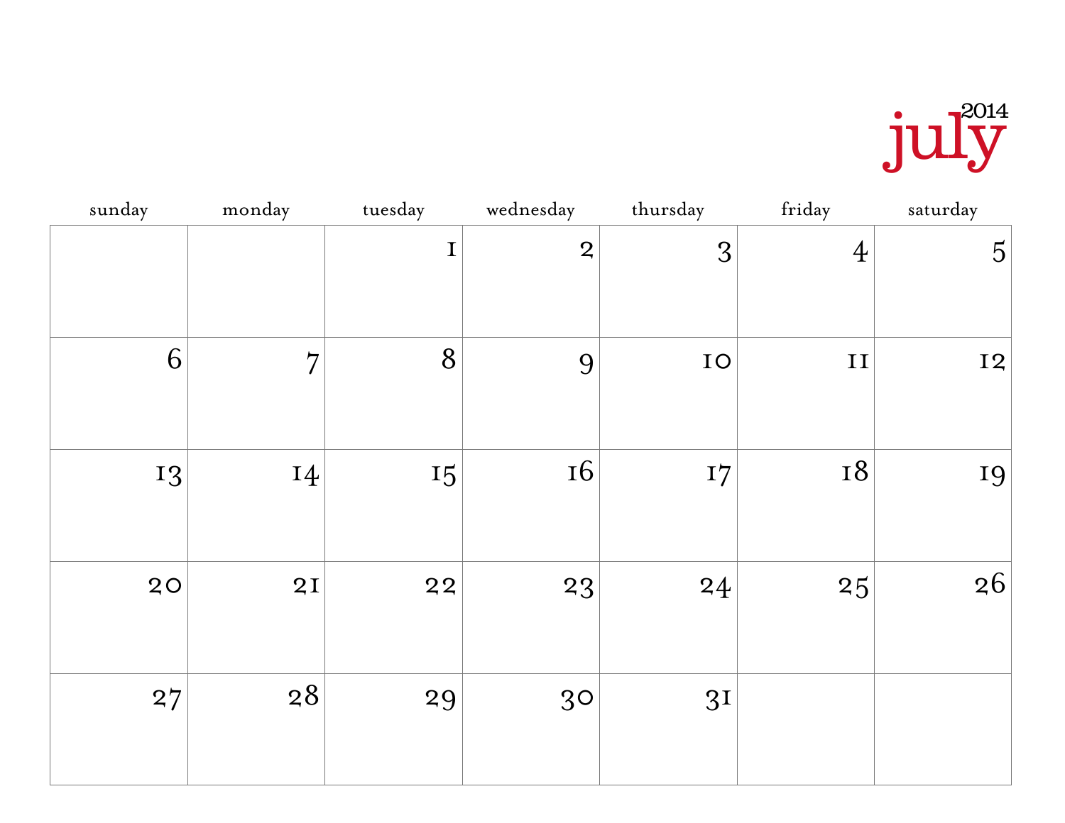# july 2014

| sunday | monday | tuesday | wednesday | thursday | friday | saturday |
|---|---|---|---|---|---|---|
| | | 1 | 2 | 3 | 4 | 5 |
| 6 | 7 | 8 | 9 | 10 | 11 | 12 |
| 13 | 14 | 15 | 16 | 17 | 18 | 19 |
| 20 | 21 | 22 | 23 | 24 | 25 | 26 |
| 27 | 28 | 29 | 30 | 31 | | |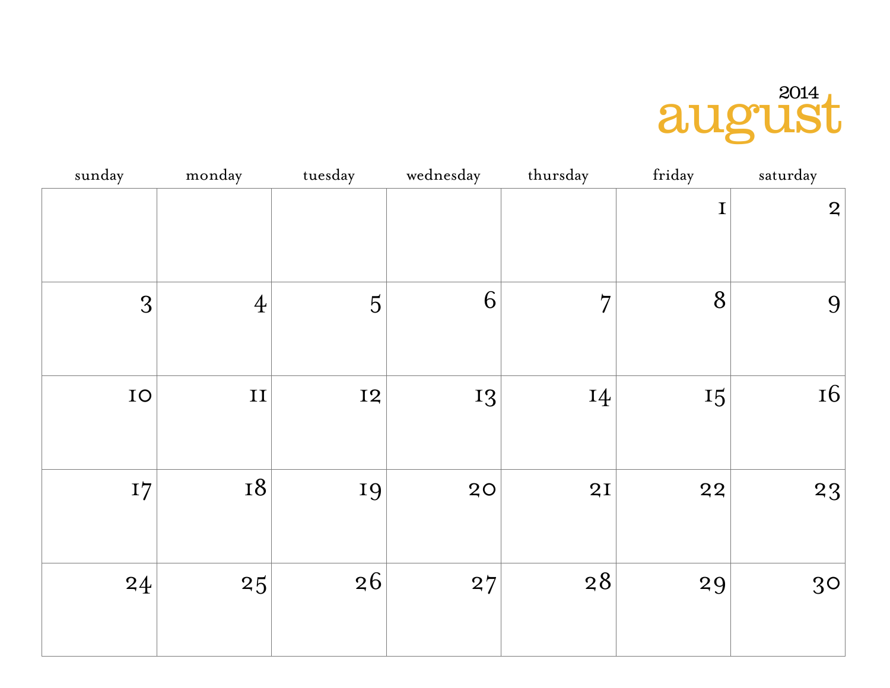# august 2014

| sunday | monday | tuesday | wednesday | thursday | friday | saturday |
|---|---|---|---|---|---|---|
| | | | | | 1 | 2 |
| 3 | 4 | 5 | 6 | 7 | 8 | 9 |
| 10 | 11 | 12 | 13 | 14 | 15 | 16 |
| 17 | 18 | 19 | 20 | 21 | 22 | 23 |
| 24 | 25 | 26 | 27 | 28 | 29 | 30 |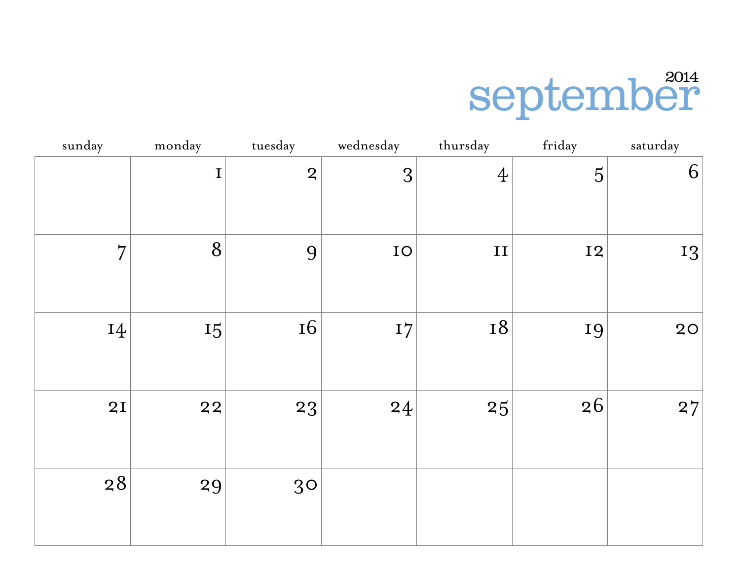# september 2014

| sunday | monday | tuesday | wednesday | thursday | friday | saturday |
|---|---|---|---|---|---|---|
| | 1 | 2 | 3 | 4 | 5 | 6 |
| 7 | 8 | 9 | 10 | 11 | 12 | 13 |
| 14 | 15 | 16 | 17 | 18 | 19 | 20 |
| 21 | 22 | 23 | 24 | 25 | 26 | 27 |
| 28 | 29 | 30 | | | | |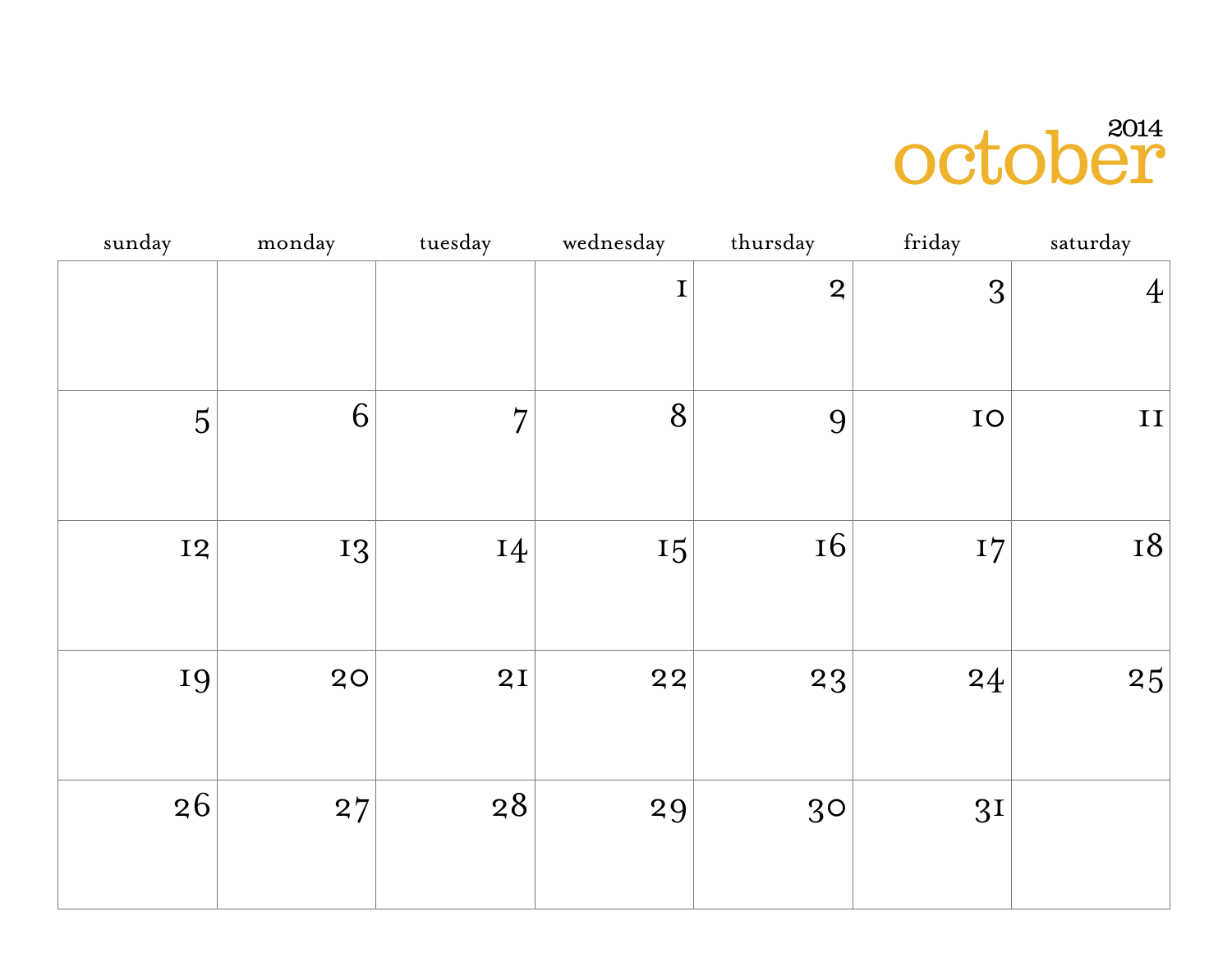# october 2014

| sunday | monday | tuesday | wednesday | thursday | friday | saturday |
|---|---|---|---|---|---|---|
| | | | 1 | 2 | 3 | 4 |
| 5 | 6 | 7 | 8 | 9 | 10 | 11 |
| 12 | 13 | 14 | 15 | 16 | 17 | 18 |
| 19 | 20 | 21 | 22 | 23 | 24 | 25 |
| 26 | 27 | 28 | 29 | 30 | 31 | |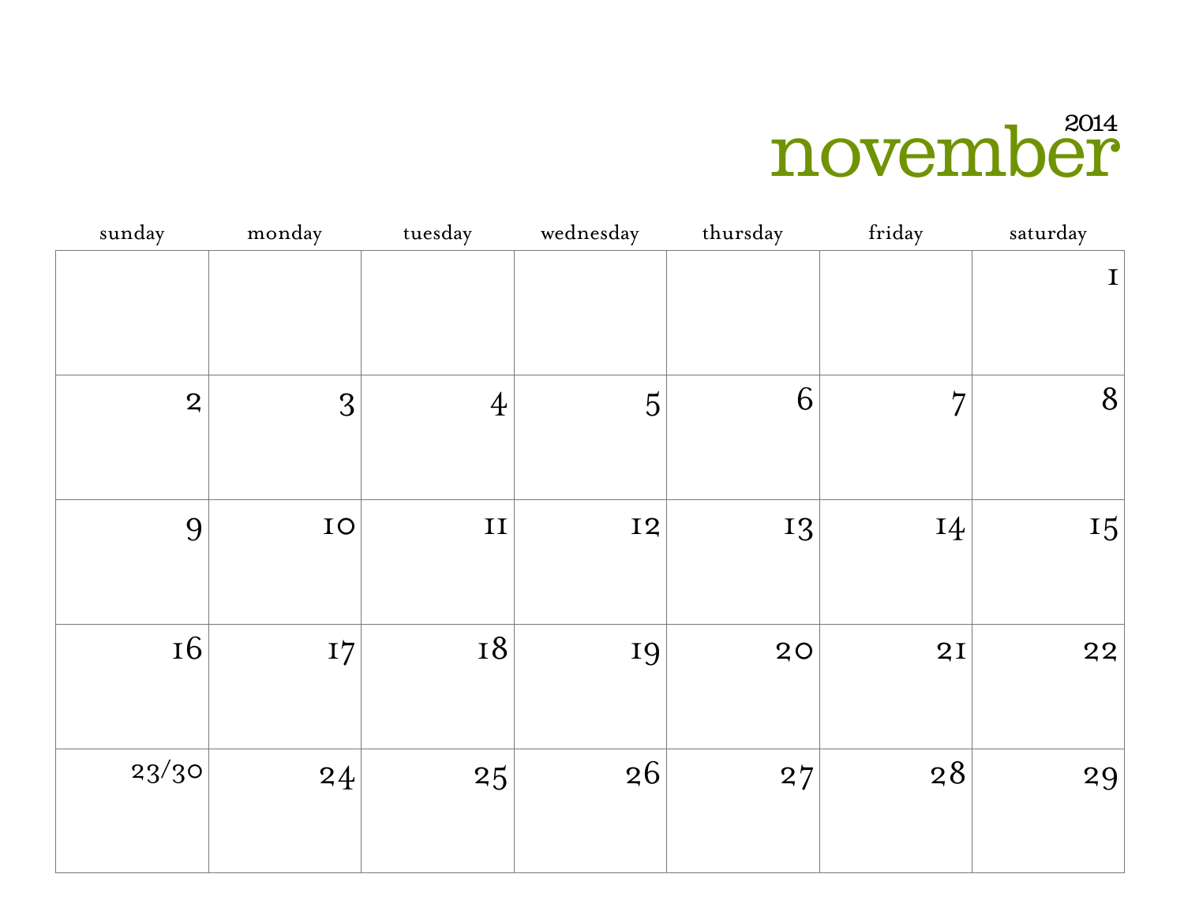# november 2014

| sunday | monday | tuesday | wednesday | thursday | friday | saturday |
|---|---|---|---|---|---|---|
| | | | | | | 1 |
| 2 | 3 | 4 | 5 | 6 | 7 | 8 |
| 9 | 10 | 11 | 12 | 13 | 14 | 15 |
| 16 | 17 | 18 | 19 | 20 | 21 | 22 |
| 23/30 | 24 | 25 | 26 | 27 | 28 | 29 |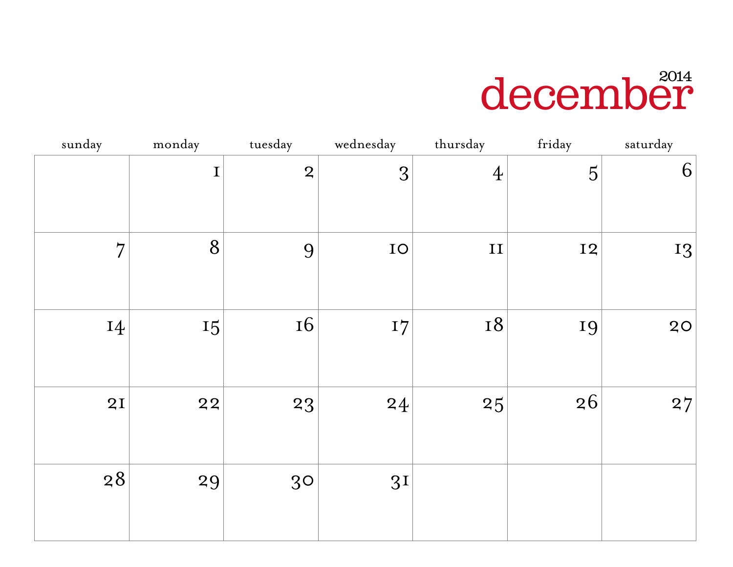# december 2014

| sunday | monday | tuesday | wednesday | thursday | friday | saturday |
| --- | --- | --- | --- | --- | --- | --- |
| | 1 | 2 | 3 | 4 | 5 | 6 |
| 7 | 8 | 9 | 10 | 11 | 12 | 13 |
| 14 | 15 | 16 | 17 | 18 | 19 | 20 |
| 21 | 22 | 23 | 24 | 25 | 26 | 27 |
| 28 | 29 | 30 | 31 | | | |